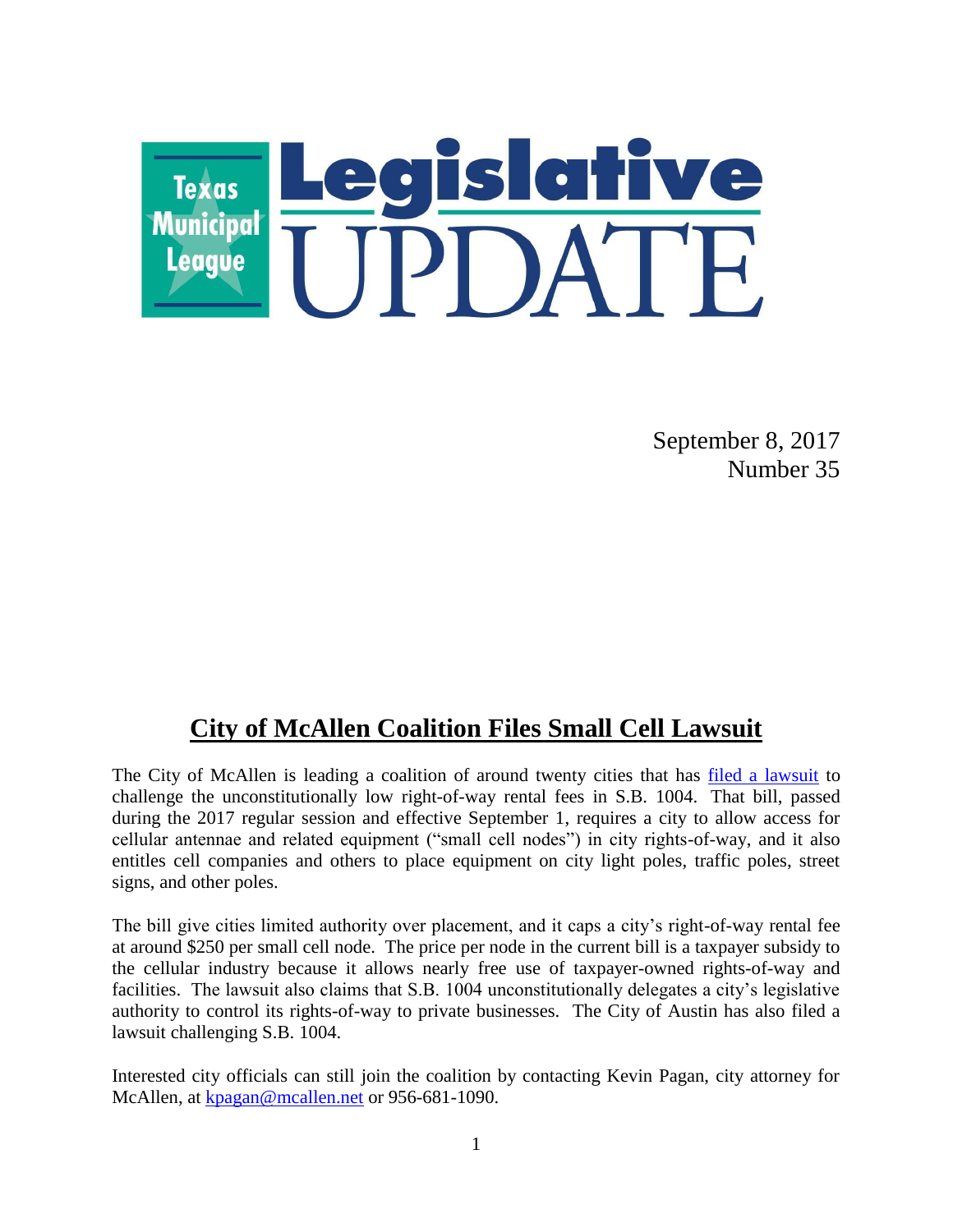# Texas Municipal League Legislative UPDATE

September 8, 2017
Number 35

## City of McAllen Coalition Files Small Cell Lawsuit

The City of McAllen is leading a coalition of around twenty cities that has filed a lawsuit to challenge the unconstitutionally low right-of-way rental fees in S.B. 1004. That bill, passed during the 2017 regular session and effective September 1, requires a city to allow access for cellular antennae and related equipment ("small cell nodes") in city rights-of-way, and it also entitles cell companies and others to place equipment on city light poles, traffic poles, street signs, and other poles.

The bill give cities limited authority over placement, and it caps a city's right-of-way rental fee at around $250 per small cell node. The price per node in the current bill is a taxpayer subsidy to the cellular industry because it allows nearly free use of taxpayer-owned rights-of-way and facilities. The lawsuit also claims that S.B. 1004 unconstitutionally delegates a city's legislative authority to control its rights-of-way to private businesses. The City of Austin has also filed a lawsuit challenging S.B. 1004.

Interested city officials can still join the coalition by contacting Kevin Pagan, city attorney for McAllen, at kpagan@mcallen.net or 956-681-1090.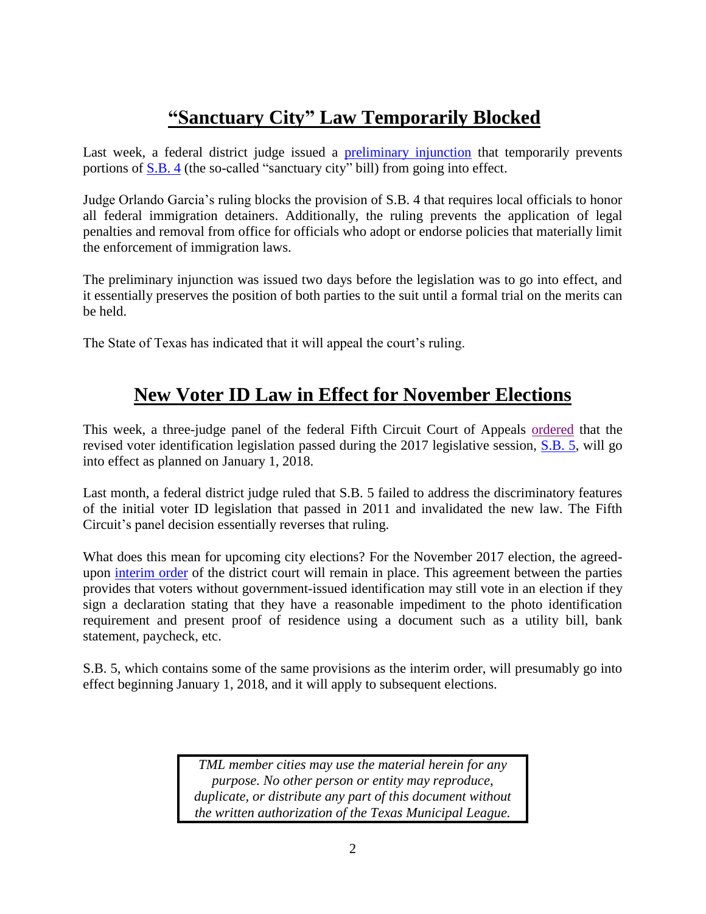## "Sanctuary City" Law Temporarily Blocked

Last week, a federal district judge issued a preliminary injunction that temporarily prevents portions of S.B. 4 (the so-called "sanctuary city" bill) from going into effect.

Judge Orlando Garcia's ruling blocks the provision of S.B. 4 that requires local officials to honor all federal immigration detainers. Additionally, the ruling prevents the application of legal penalties and removal from office for officials who adopt or endorse policies that materially limit the enforcement of immigration laws.

The preliminary injunction was issued two days before the legislation was to go into effect, and it essentially preserves the position of both parties to the suit until a formal trial on the merits can be held.

The State of Texas has indicated that it will appeal the court's ruling.

## New Voter ID Law in Effect for November Elections

This week, a three-judge panel of the federal Fifth Circuit Court of Appeals ordered that the revised voter identification legislation passed during the 2017 legislative session, S.B. 5, will go into effect as planned on January 1, 2018.

Last month, a federal district judge ruled that S.B. 5 failed to address the discriminatory features of the initial voter ID legislation that passed in 2011 and invalidated the new law. The Fifth Circuit's panel decision essentially reverses that ruling.

What does this mean for upcoming city elections? For the November 2017 election, the agreed-upon interim order of the district court will remain in place. This agreement between the parties provides that voters without government-issued identification may still vote in an election if they sign a declaration stating that they have a reasonable impediment to the photo identification requirement and present proof of residence using a document such as a utility bill, bank statement, paycheck, etc.

S.B. 5, which contains some of the same provisions as the interim order, will presumably go into effect beginning January 1, 2018, and it will apply to subsequent elections.

*TML member cities may use the material herein for any purpose. No other person or entity may reproduce, duplicate, or distribute any part of this document without the written authorization of the Texas Municipal League.*